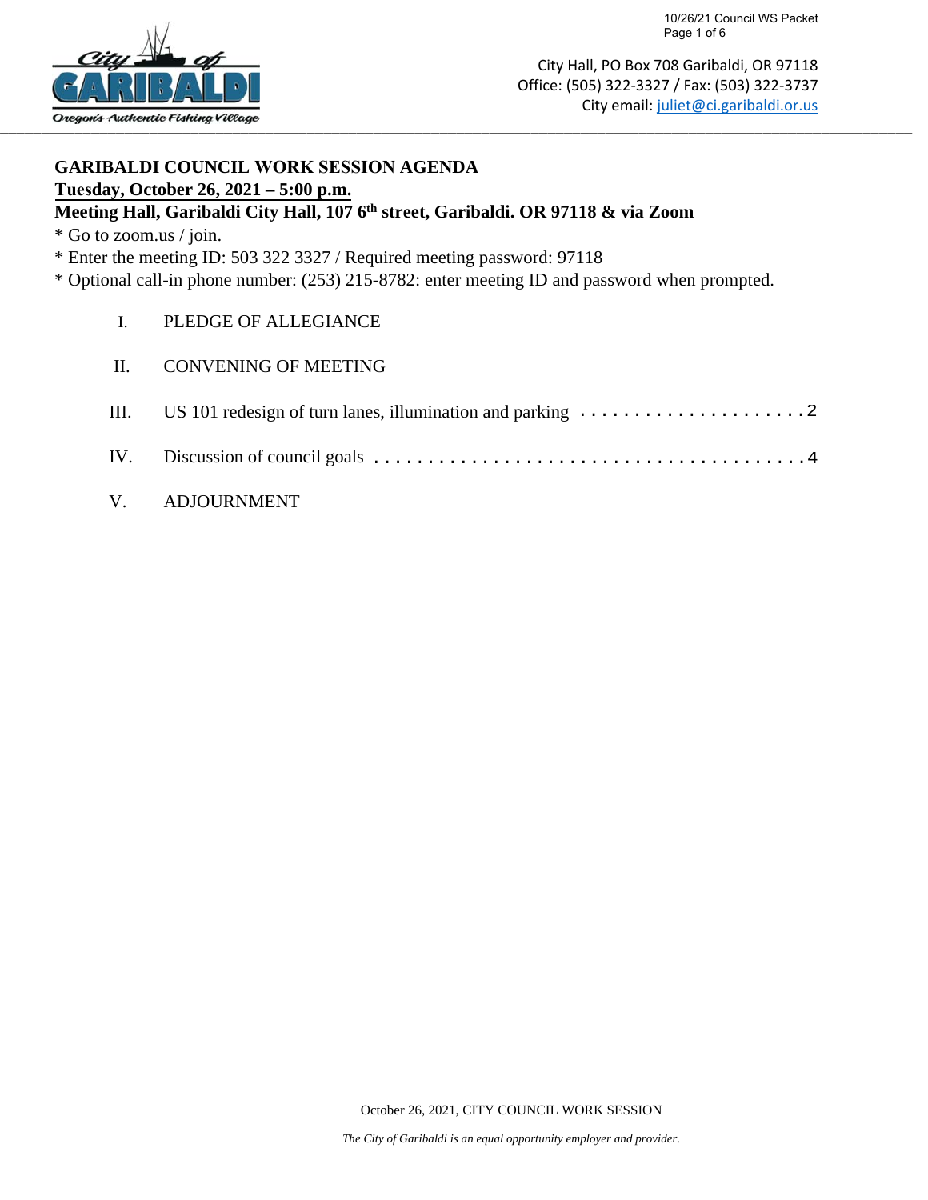City Hall, PO Box 708 Garibaldi, OR 97118
Office: (505) 322-3327 / Fax: (503) 322-3737
City email: juliet@ci.garibaldi.or.us

**GARIBALDI COUNCIL WORK SESSION AGENDA**
**Tuesday, October 26, 2021 – 5:00 p.m.**
**Meeting Hall, Garibaldi City Hall, 107 6th street, Garibaldi. OR 97118 & via Zoom**

* Go to zoom.us / join.
* Enter the meeting ID: 503 322 3327 / Required meeting password: 97118
* Optional call-in phone number: (253) 215-8782: enter meeting ID and password when prompted.

I. PLEDGE OF ALLEGIANCE

II. CONVENING OF MEETING

III. US 101 redesign of turn lanes, illumination and parking . . . . . . . . . . . . . . . . . . . . . 2

IV. Discussion of council goals . . . . . . . . . . . . . . . . . . . . . . . . . . . . . . . . . . . . . . . 4

V. ADJOURNMENT

October 26, 2021, CITY COUNCIL WORK SESSION

*The City of Garibaldi is an equal opportunity employer and provider.*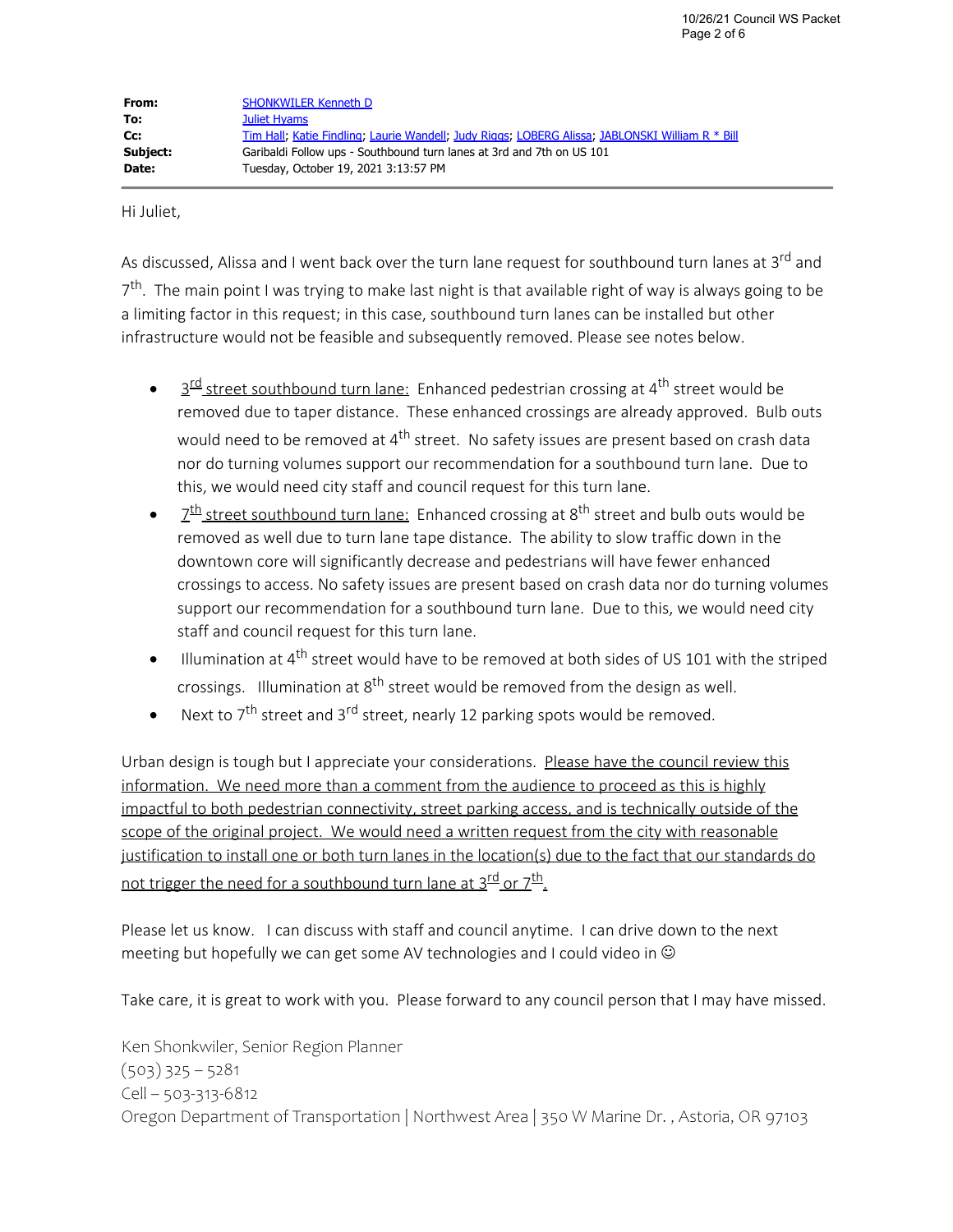| | |
|---|---|
| **From:** | SHONKWILER Kenneth D |
| **To:** | Juliet Hyams |
| **Cc:** | Tim Hall; Katie Findling; Laurie Wandell; Judy Riggs; LOBERG Alissa; JABLONSKI William R * Bill |
| **Subject:** | Garibaldi Follow ups - Southbound turn lanes at 3rd and 7th on US 101 |
| **Date:** | Tuesday, October 19, 2021 3:13:57 PM |

Hi Juliet,

As discussed, Alissa and I went back over the turn lane request for southbound turn lanes at 3rd and 7th. The main point I was trying to make last night is that available right of way is always going to be a limiting factor in this request; in this case, southbound turn lanes can be installed but other infrastructure would not be feasible and subsequently removed. Please see notes below.

- 3rd street southbound turn lane: Enhanced pedestrian crossing at 4th street would be removed due to taper distance. These enhanced crossings are already approved. Bulb outs would need to be removed at 4th street. No safety issues are present based on crash data nor do turning volumes support our recommendation for a southbound turn lane. Due to this, we would need city staff and council request for this turn lane.
- 7th street southbound turn lane: Enhanced crossing at 8th street and bulb outs would be removed as well due to turn lane tape distance. The ability to slow traffic down in the downtown core will significantly decrease and pedestrians will have fewer enhanced crossings to access. No safety issues are present based on crash data nor do turning volumes support our recommendation for a southbound turn lane. Due to this, we would need city staff and council request for this turn lane.
- Illumination at 4th street would have to be removed at both sides of US 101 with the striped crossings. Illumination at 8th street would be removed from the design as well.
- Next to 7th street and 3rd street, nearly 12 parking spots would be removed.

Urban design is tough but I appreciate your considerations. Please have the council review this information. We need more than a comment from the audience to proceed as this is highly impactful to both pedestrian connectivity, street parking access, and is technically outside of the scope of the original project. We would need a written request from the city with reasonable justification to install one or both turn lanes in the location(s) due to the fact that our standards do not trigger the need for a southbound turn lane at 3rd or 7th.

Please let us know. I can discuss with staff and council anytime. I can drive down to the next meeting but hopefully we can get some AV technologies and I could video in ☺

Take care, it is great to work with you. Please forward to any council person that I may have missed.

Ken Shonkwiler, Senior Region Planner
(503) 325 – 5281
Cell – 503-313-6812
Oregon Department of Transportation | Northwest Area | 350 W Marine Dr. , Astoria, OR 97103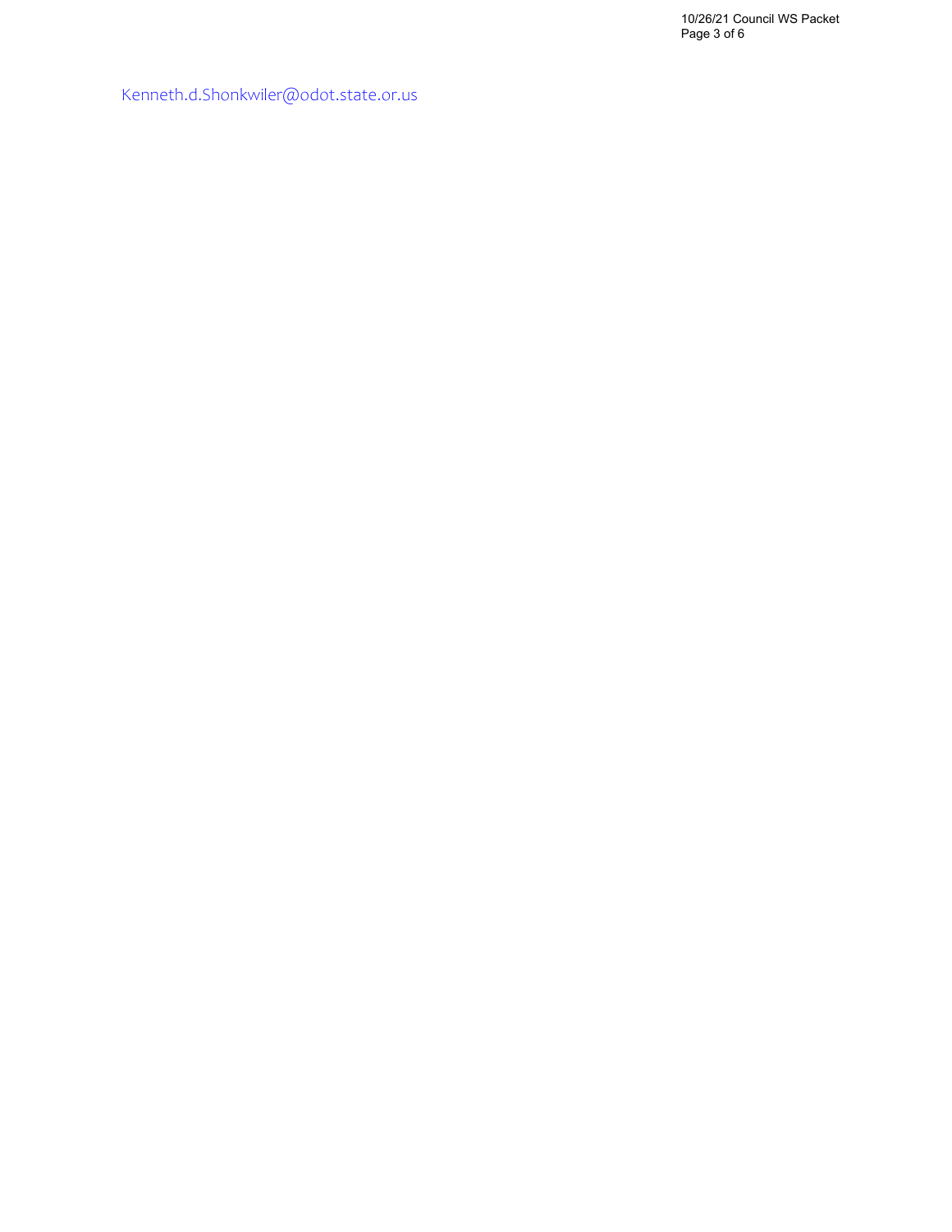Kenneth.d.Shonkwiler@odot.state.or.us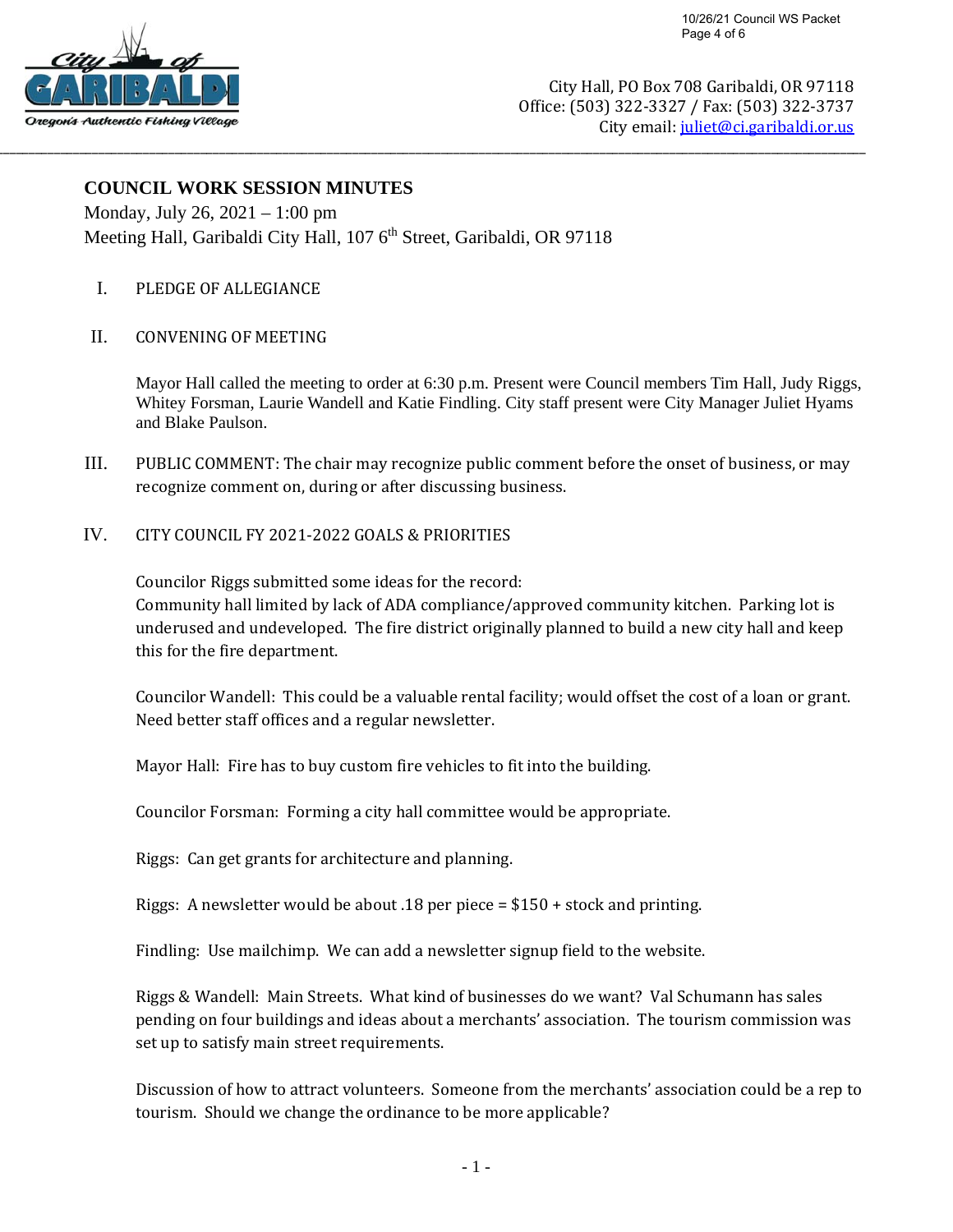City Hall, PO Box 708 Garibaldi, OR 97118
Office: (503) 322-3327 / Fax: (503) 322-3737
City email: juliet@ci.garibaldi.or.us

## COUNCIL WORK SESSION MINUTES

Monday, July 26, 2021 – 1:00 pm
Meeting Hall, Garibaldi City Hall, 107 6th Street, Garibaldi, OR 97118

I. PLEDGE OF ALLEGIANCE

II. CONVENING OF MEETING

Mayor Hall called the meeting to order at 6:30 p.m. Present were Council members Tim Hall, Judy Riggs, Whitey Forsman, Laurie Wandell and Katie Findling. City staff present were City Manager Juliet Hyams and Blake Paulson.

III. PUBLIC COMMENT: The chair may recognize public comment before the onset of business, or may recognize comment on, during or after discussing business.

IV. CITY COUNCIL FY 2021-2022 GOALS & PRIORITIES

Councilor Riggs submitted some ideas for the record:
Community hall limited by lack of ADA compliance/approved community kitchen. Parking lot is underused and undeveloped. The fire district originally planned to build a new city hall and keep this for the fire department.

Councilor Wandell: This could be a valuable rental facility; would offset the cost of a loan or grant. Need better staff offices and a regular newsletter.

Mayor Hall: Fire has to buy custom fire vehicles to fit into the building.

Councilor Forsman: Forming a city hall committee would be appropriate.

Riggs: Can get grants for architecture and planning.

Riggs: A newsletter would be about .18 per piece = $150 + stock and printing.

Findling: Use mailchimp. We can add a newsletter signup field to the website.

Riggs & Wandell: Main Streets. What kind of businesses do we want? Val Schumann has sales pending on four buildings and ideas about a merchants' association. The tourism commission was set up to satisfy main street requirements.

Discussion of how to attract volunteers. Someone from the merchants' association could be a rep to tourism. Should we change the ordinance to be more applicable?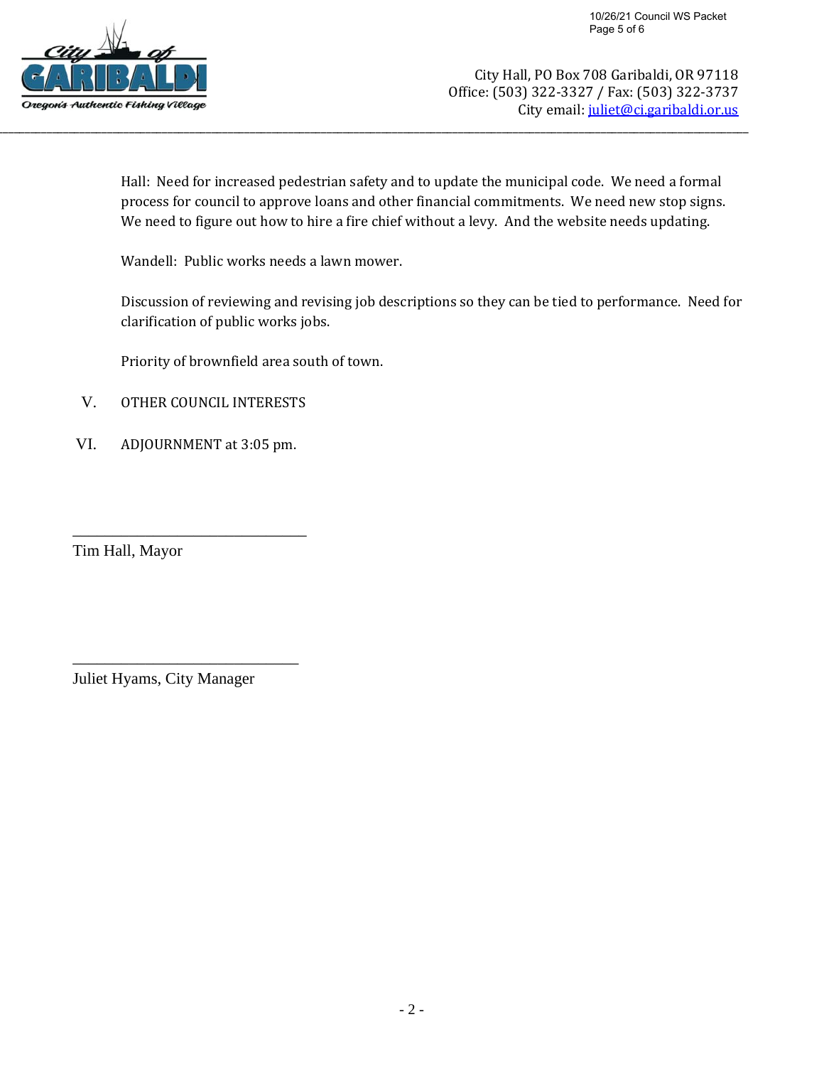City Hall, PO Box 708 Garibaldi, OR 97118
Office: (503) 322-3327 / Fax: (503) 322-3737
City email: juliet@ci.garibaldi.or.us

Hall: Need for increased pedestrian safety and to update the municipal code. We need a formal process for council to approve loans and other financial commitments. We need new stop signs. We need to figure out how to hire a fire chief without a levy. And the website needs updating.

Wandell: Public works needs a lawn mower.

Discussion of reviewing and revising job descriptions so they can be tied to performance. Need for clarification of public works jobs.

Priority of brownfield area south of town.

V. OTHER COUNCIL INTERESTS

VI. ADJOURNMENT at 3:05 pm.

\_\_\_\_\_\_\_\_\_\_\_\_\_\_\_\_\_\_\_\_\_\_\_\_\_\_\_\_\_\_

Tim Hall, Mayor

\_\_\_\_\_\_\_\_\_\_\_\_\_\_\_\_\_\_\_\_\_\_\_\_\_\_\_\_\_\_

Juliet Hyams, City Manager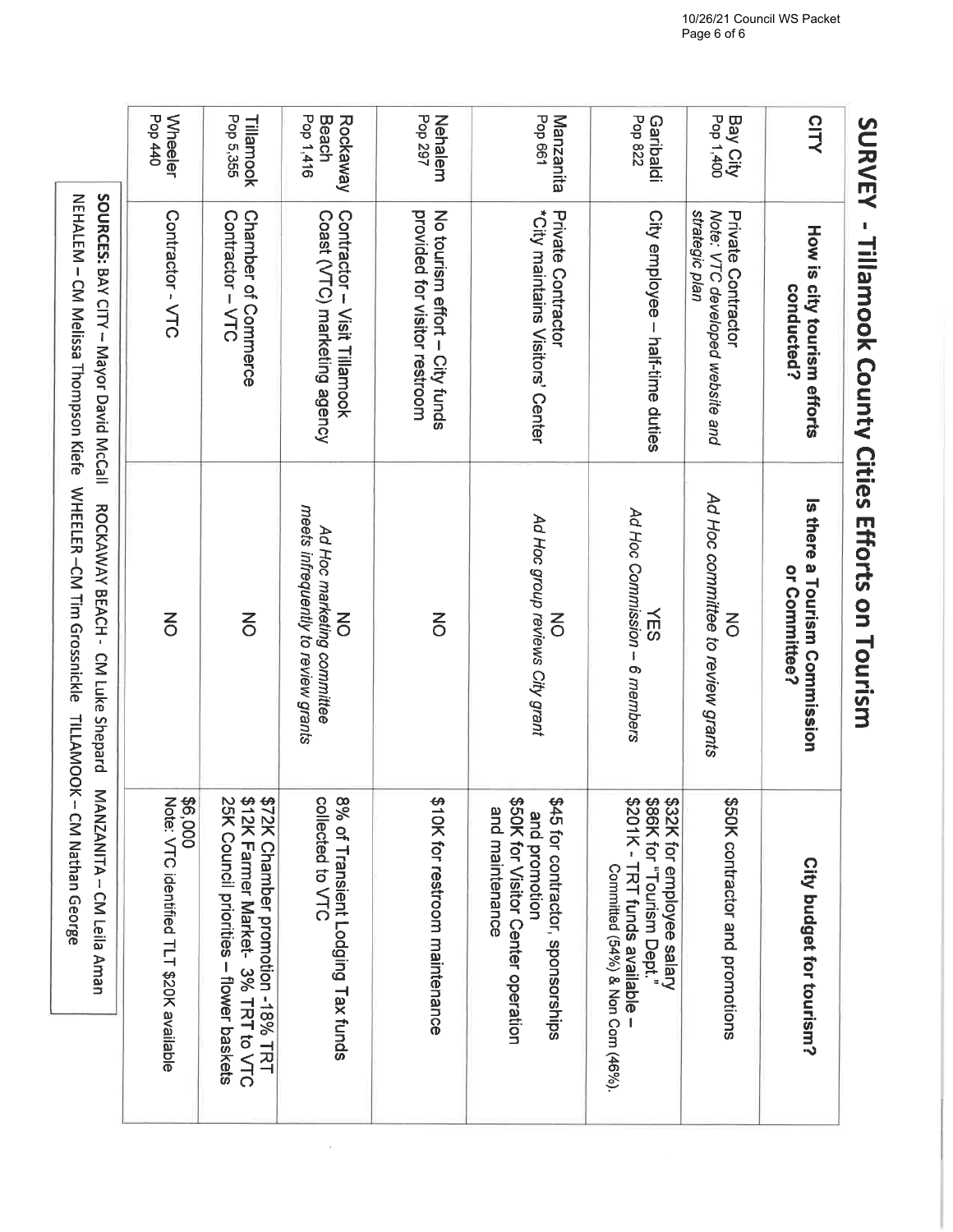# SURVEY - Tillamook County Cities Efforts on Tourism

| CITY | How is city tourism efforts conducted? | Is there a Tourism Commission or Committee? | City budget for tourism? |
|---|---|---|---|
| Bay City Pop 1,400 | Private Contractor *Note: VTC developed website and strategic plan* | NO *Ad Hoc committee to review grants* | $50K contractor and promotions |
| Garibaldi Pop 822 | City employee – half-time duties | YES *Ad Hoc Commission – 6 members* | $32K for employee salary $86K for "Tourism Dept." $201K - TRT funds available – Committed (54%) & Non Com (46%). |
| Manzanita Pop 661 | Private Contractor *City maintains Visitors' Center | NO *Ad Hoc group reviews City grant* | $45 for contractor, sponsorships and promotion $50K for Visitor Center operation and maintenance |
| Nehalem Pop 297 | No tourism effort – City funds provided for visitor restroom | NO | $10K for restroom maintenance |
| Rockaway Beach Pop 1,416 | Contractor – Visit Tillamook Coast (VTC) marketing agency | NO *Ad Hoc marketing committee meets infrequently to review grants* | 8% of Transient Lodging Tax funds collected to VTC |
| Tillamook Pop 5,355 | Chamber of Commerce Contractor – VTC | NO | $72K Chamber promotion -18% TRT $12K Farmer Market- 3% TRT to VTC 25K Council priorities – flower baskets |
| Wheeler Pop 440 | Contractor - VTC | NO | $6,000 Note: VTC identified TLT $20K available |

**SOURCES:** BAY CITY – Mayor David McCall ROCKAWAY BEACH - CM Luke Shepard MANZANITA – CM Leila Aman
NEHALEM – CM Melissa Thompson Kiefe WHEELER –CM Tim Grossnickle TILLAMOOK – CM Nathan George